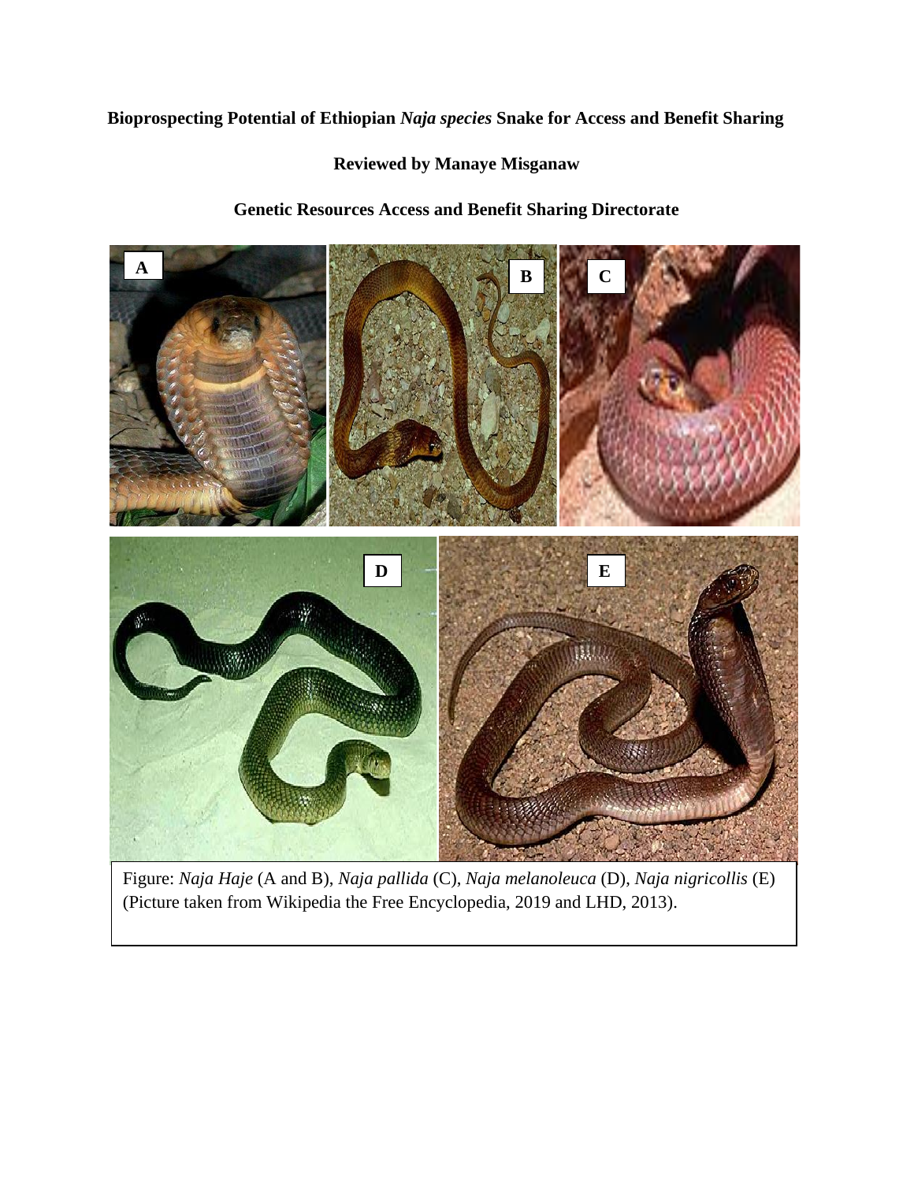# Bioprospecting Potential of Ethiopian *Naja species* Snake for Access and Benefit Sharing

**Reviewed by Manaye Misganaw**

**Genetic Resources Access and Benefit Sharing Directorate**

Figure: *Naja Haje* (A and B), *Naja pallida* (C), *Naja melanoleuca* (D), *Naja nigricollis* (E) (Picture taken from Wikipedia the Free Encyclopedia, 2019 and LHD, 2013).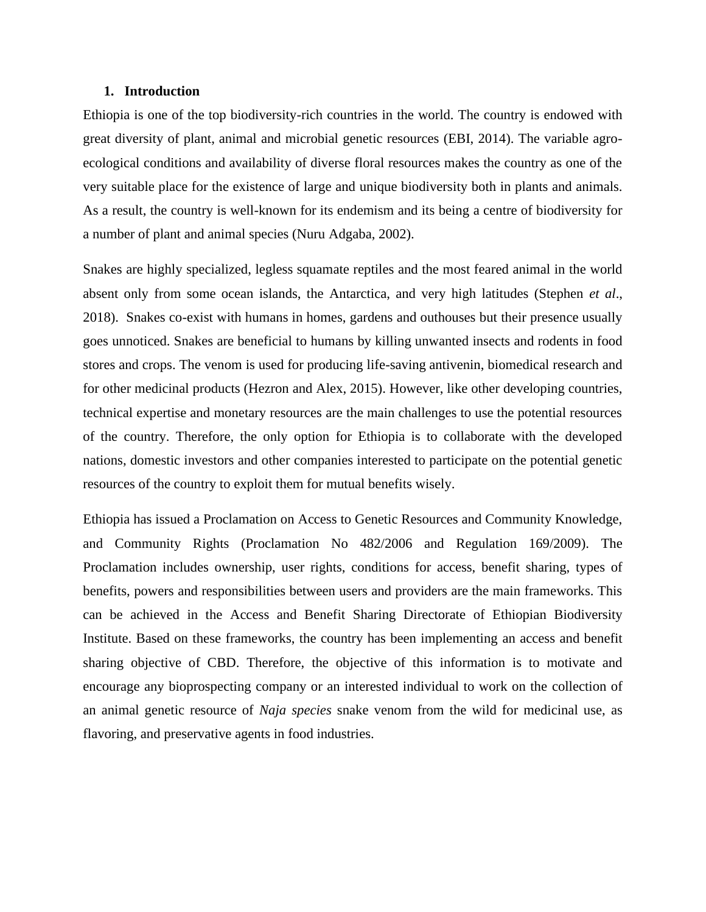## 1. Introduction

Ethiopia is one of the top biodiversity-rich countries in the world. The country is endowed with great diversity of plant, animal and microbial genetic resources (EBI, 2014). The variable agro-ecological conditions and availability of diverse floral resources makes the country as one of the very suitable place for the existence of large and unique biodiversity both in plants and animals. As a result, the country is well-known for its endemism and its being a centre of biodiversity for a number of plant and animal species (Nuru Adgaba, 2002).

Snakes are highly specialized, legless squamate reptiles and the most feared animal in the world absent only from some ocean islands, the Antarctica, and very high latitudes (Stephen *et al*., 2018). Snakes co-exist with humans in homes, gardens and outhouses but their presence usually goes unnoticed. Snakes are beneficial to humans by killing unwanted insects and rodents in food stores and crops. The venom is used for producing life-saving antivenin, biomedical research and for other medicinal products (Hezron and Alex, 2015). However, like other developing countries, technical expertise and monetary resources are the main challenges to use the potential resources of the country. Therefore, the only option for Ethiopia is to collaborate with the developed nations, domestic investors and other companies interested to participate on the potential genetic resources of the country to exploit them for mutual benefits wisely.

Ethiopia has issued a Proclamation on Access to Genetic Resources and Community Knowledge, and Community Rights (Proclamation No 482/2006 and Regulation 169/2009). The Proclamation includes ownership, user rights, conditions for access, benefit sharing, types of benefits, powers and responsibilities between users and providers are the main frameworks. This can be achieved in the Access and Benefit Sharing Directorate of Ethiopian Biodiversity Institute. Based on these frameworks, the country has been implementing an access and benefit sharing objective of CBD. Therefore, the objective of this information is to motivate and encourage any bioprospecting company or an interested individual to work on the collection of an animal genetic resource of *Naja species* snake venom from the wild for medicinal use, as flavoring, and preservative agents in food industries.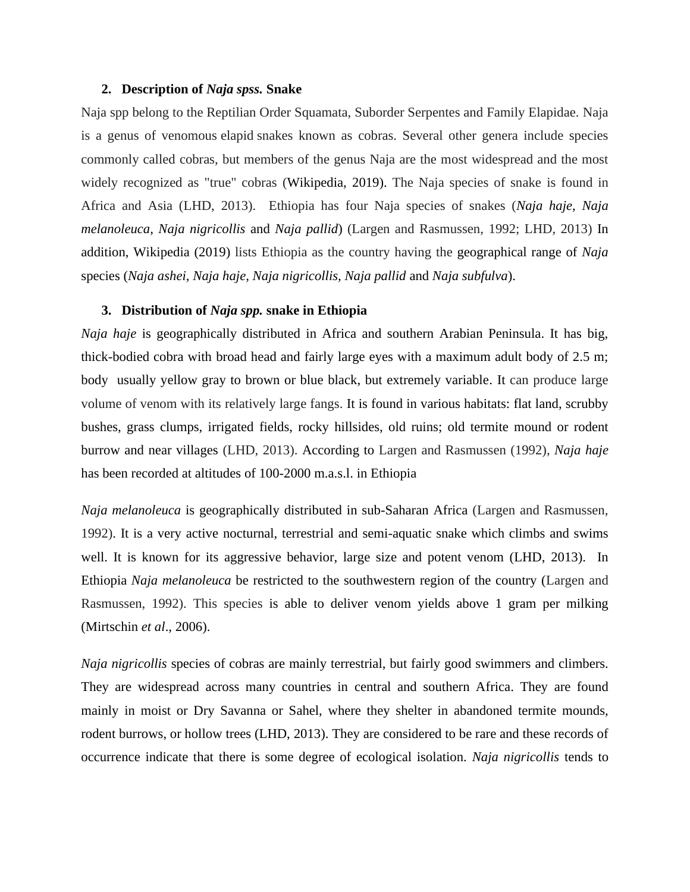## 2. Description of *Naja spss.* Snake

Naja spp belong to the Reptilian Order Squamata, Suborder Serpentes and Family Elapidae. Naja is a genus of venomous elapid snakes known as cobras. Several other genera include species commonly called cobras, but members of the genus Naja are the most widespread and the most widely recognized as "true" cobras (Wikipedia, 2019). The Naja species of snake is found in Africa and Asia (LHD, 2013). Ethiopia has four Naja species of snakes (*Naja haje*, *Naja melanoleuca*, *Naja nigricollis* and *Naja pallid*) (Largen and Rasmussen, 1992; LHD, 2013) In addition, Wikipedia (2019) lists Ethiopia as the country having the geographical range of *Naja* species (*Naja ashei*, *Naja haje, Naja nigricollis*, *Naja pallid* and *Naja subfulva*).

## 3. Distribution of *Naja spp.* snake in Ethiopia

*Naja haje* is geographically distributed in Africa and southern Arabian Peninsula. It has big, thick-bodied cobra with broad head and fairly large eyes with a maximum adult body of 2.5 m; body usually yellow gray to brown or blue black, but extremely variable. It can produce large volume of venom with its relatively large fangs. It is found in various habitats: flat land, scrubby bushes, grass clumps, irrigated fields, rocky hillsides, old ruins; old termite mound or rodent burrow and near villages (LHD, 2013). According to Largen and Rasmussen (1992), *Naja haje* has been recorded at altitudes of 100-2000 m.a.s.l. in Ethiopia

*Naja melanoleuca* is geographically distributed in sub-Saharan Africa (Largen and Rasmussen, 1992). It is a very active nocturnal, terrestrial and semi-aquatic snake which climbs and swims well. It is known for its aggressive behavior, large size and potent venom (LHD, 2013). In Ethiopia *Naja melanoleuca* be restricted to the southwestern region of the country (Largen and Rasmussen, 1992). This species is able to deliver venom yields above 1 gram per milking (Mirtschin *et al*., 2006).

*Naja nigricollis* species of cobras are mainly terrestrial, but fairly good swimmers and climbers. They are widespread across many countries in central and southern Africa. They are found mainly in moist or Dry Savanna or Sahel, where they shelter in abandoned termite mounds, rodent burrows, or hollow trees (LHD, 2013). They are considered to be rare and these records of occurrence indicate that there is some degree of ecological isolation. *Naja nigricollis* tends to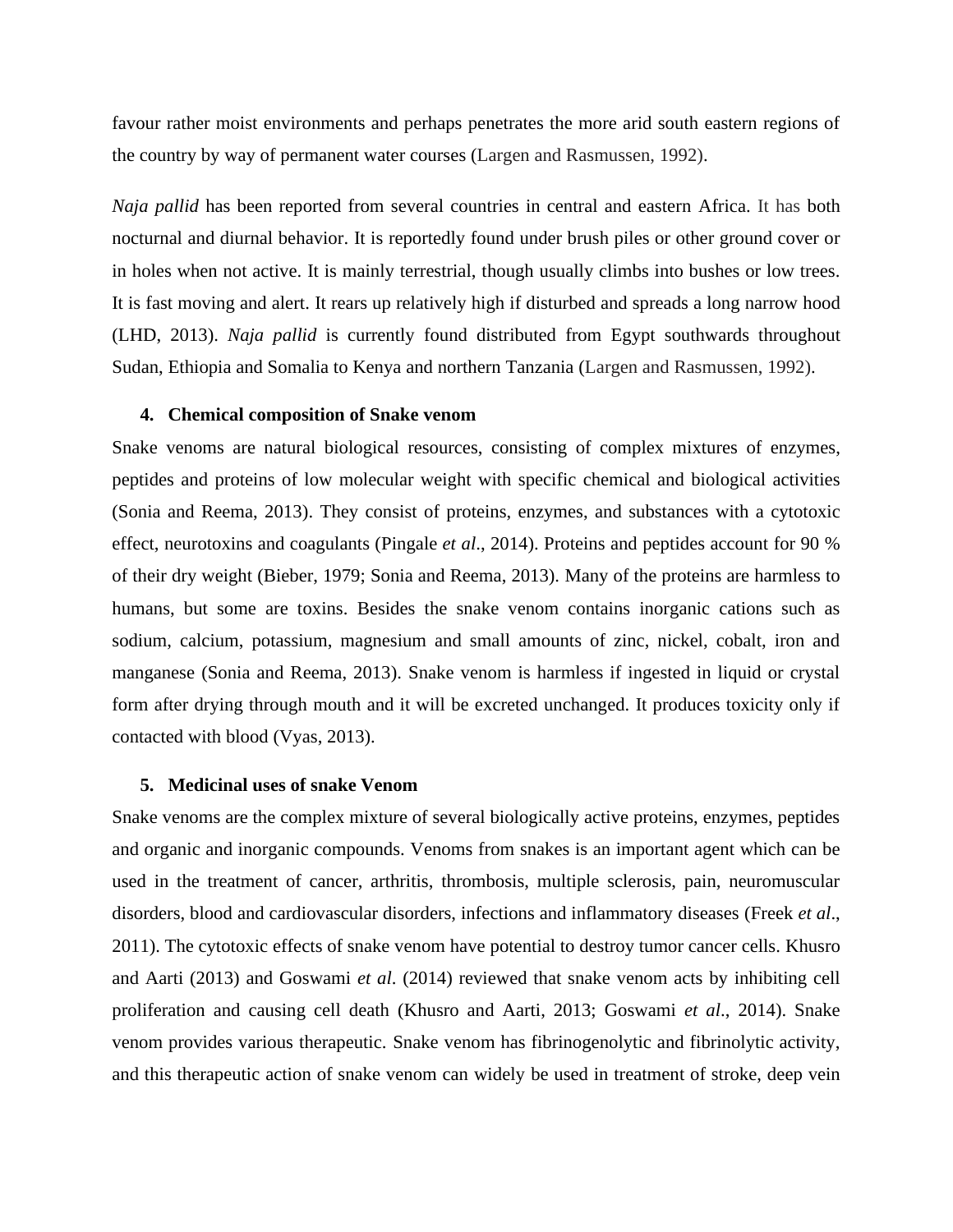favour rather moist environments and perhaps penetrates the more arid south eastern regions of the country by way of permanent water courses (Largen and Rasmussen, 1992).

*Naja pallid* has been reported from several countries in central and eastern Africa. It has both nocturnal and diurnal behavior. It is reportedly found under brush piles or other ground cover or in holes when not active. It is mainly terrestrial, though usually climbs into bushes or low trees. It is fast moving and alert. It rears up relatively high if disturbed and spreads a long narrow hood (LHD, 2013). *Naja pallid* is currently found distributed from Egypt southwards throughout Sudan, Ethiopia and Somalia to Kenya and northern Tanzania (Largen and Rasmussen, 1992).

## 4. Chemical composition of Snake venom

Snake venoms are natural biological resources, consisting of complex mixtures of enzymes, peptides and proteins of low molecular weight with specific chemical and biological activities (Sonia and Reema, 2013). They consist of proteins, enzymes, and substances with a cytotoxic effect, neurotoxins and coagulants (Pingale *et al*., 2014). Proteins and peptides account for 90 % of their dry weight (Bieber, 1979; Sonia and Reema, 2013). Many of the proteins are harmless to humans, but some are toxins. Besides the snake venom contains inorganic cations such as sodium, calcium, potassium, magnesium and small amounts of zinc, nickel, cobalt, iron and manganese (Sonia and Reema, 2013). Snake venom is harmless if ingested in liquid or crystal form after drying through mouth and it will be excreted unchanged. It produces toxicity only if contacted with blood (Vyas, 2013).

## 5. Medicinal uses of snake Venom

Snake venoms are the complex mixture of several biologically active proteins, enzymes, peptides and organic and inorganic compounds. Venoms from snakes is an important agent which can be used in the treatment of cancer, arthritis, thrombosis, multiple sclerosis, pain, neuromuscular disorders, blood and cardiovascular disorders, infections and inflammatory diseases (Freek *et al*., 2011). The cytotoxic effects of snake venom have potential to destroy tumor cancer cells. Khusro and Aarti (2013) and Goswami *et al*. (2014) reviewed that snake venom acts by inhibiting cell proliferation and causing cell death (Khusro and Aarti, 2013; Goswami *et al*., 2014). Snake venom provides various therapeutic. Snake venom has fibrinogenolytic and fibrinolytic activity, and this therapeutic action of snake venom can widely be used in treatment of stroke, deep vein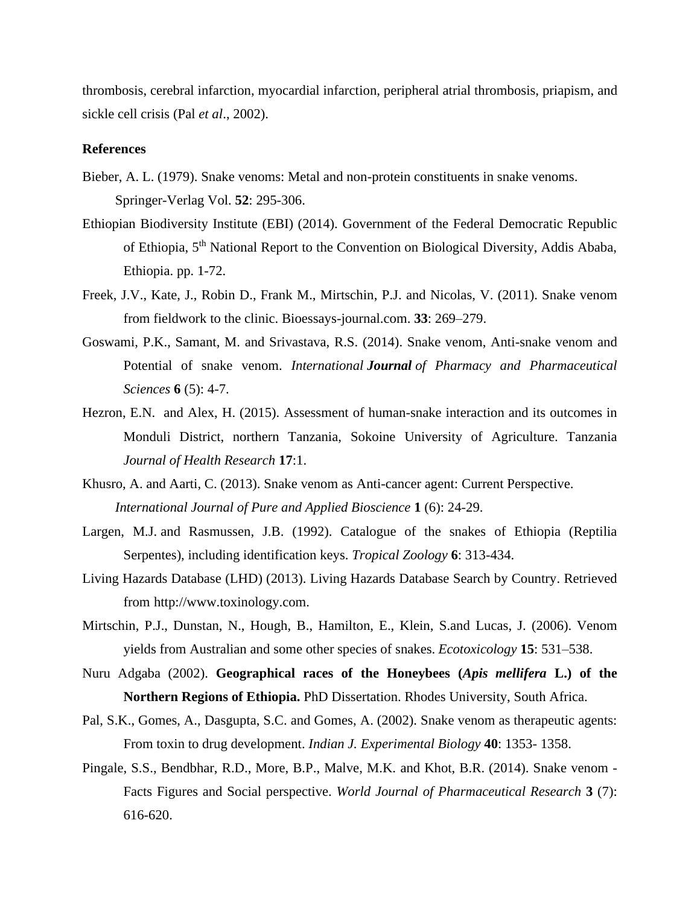thrombosis, cerebral infarction, myocardial infarction, peripheral atrial thrombosis, priapism, and sickle cell crisis (Pal *et al*., 2002).

**References**

Bieber, A. L. (1979). Snake venoms: Metal and non-protein constituents in snake venoms. Springer-Verlag Vol. **52**: 295-306.

Ethiopian Biodiversity Institute (EBI) (2014). Government of the Federal Democratic Republic of Ethiopia, 5th National Report to the Convention on Biological Diversity, Addis Ababa, Ethiopia. pp. 1-72.

Freek, J.V., Kate, J., Robin D., Frank M., Mirtschin, P.J. and Nicolas, V. (2011). Snake venom from fieldwork to the clinic. Bioessays-journal.com. **33**: 269–279.

Goswami, P.K., Samant, M. and Srivastava, R.S. (2014). Snake venom, Anti-snake venom and Potential of snake venom. *International **Journal** of Pharmacy and Pharmaceutical Sciences* **6** (5): 4-7.

Hezron, E.N. and Alex, H. (2015). Assessment of human-snake interaction and its outcomes in Monduli District, northern Tanzania, Sokoine University of Agriculture. Tanzania *Journal of Health Research* **17**:1.

Khusro, A. and Aarti, C. (2013). Snake venom as Anti-cancer agent: Current Perspective. *International Journal of Pure and Applied Bioscience* **1** (6): 24-29.

Largen, M.J. and Rasmussen, J.B. (1992). Catalogue of the snakes of Ethiopia (Reptilia Serpentes), including identification keys. *Tropical Zoology* **6**: 313-434.

Living Hazards Database (LHD) (2013). Living Hazards Database Search by Country. Retrieved from http://www.toxinology.com.

Mirtschin, P.J., Dunstan, N., Hough, B., Hamilton, E., Klein, S.and Lucas, J. (2006). Venom yields from Australian and some other species of snakes. *Ecotoxicology* **15**: 531–538.

Nuru Adgaba (2002). **Geographical races of the Honeybees (*Apis mellifera* L.) of the Northern Regions of Ethiopia.** PhD Dissertation. Rhodes University, South Africa.

Pal, S.K., Gomes, A., Dasgupta, S.C. and Gomes, A. (2002). Snake venom as therapeutic agents: From toxin to drug development. *Indian J. Experimental Biology* **40**: 1353- 1358.

Pingale, S.S., Bendbhar, R.D., More, B.P., Malve, M.K. and Khot, B.R. (2014). Snake venom - Facts Figures and Social perspective. *World Journal of Pharmaceutical Research* **3** (7): 616-620.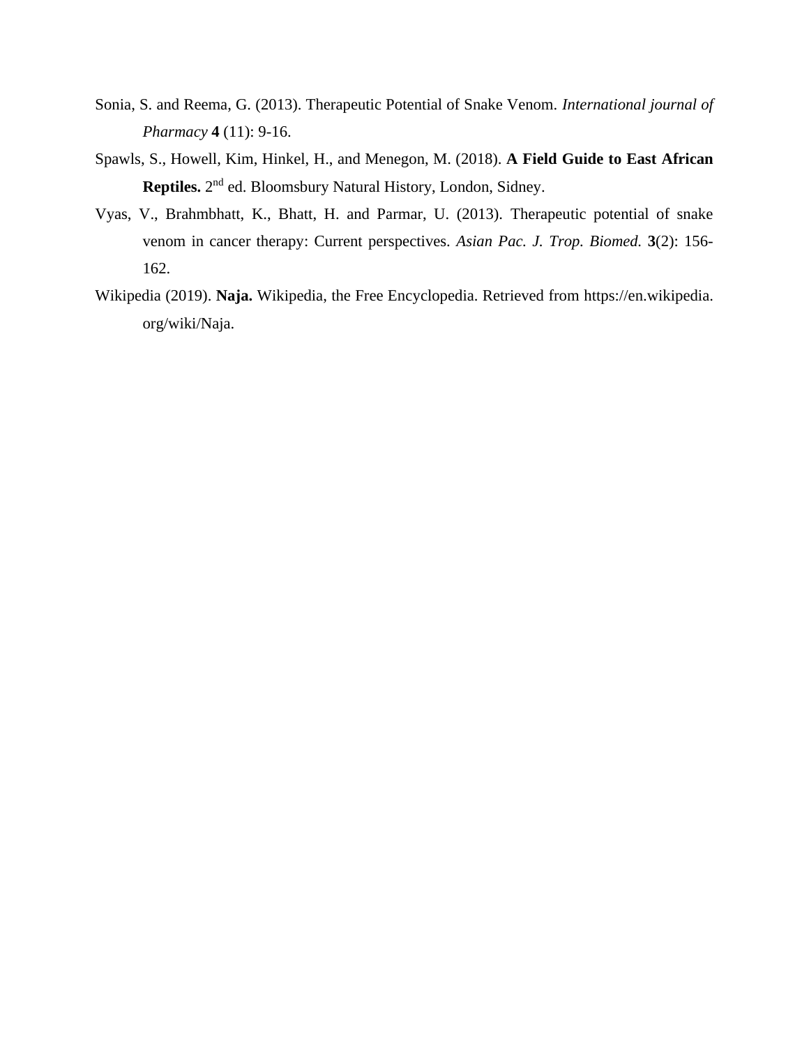Sonia, S. and Reema, G. (2013). Therapeutic Potential of Snake Venom. *International journal of Pharmacy* **4** (11): 9-16.

Spawls, S., Howell, Kim, Hinkel, H., and Menegon, M. (2018). **A Field Guide to East African Reptiles.** 2nd ed. Bloomsbury Natural History, London, Sidney.

Vyas, V., Brahmbhatt, K., Bhatt, H. and Parmar, U. (2013). Therapeutic potential of snake venom in cancer therapy: Current perspectives. *Asian Pac. J. Trop. Biomed.* **3**(2): 156-162.

Wikipedia (2019). **Naja.** Wikipedia, the Free Encyclopedia. Retrieved from https://en.wikipedia.org/wiki/Naja.